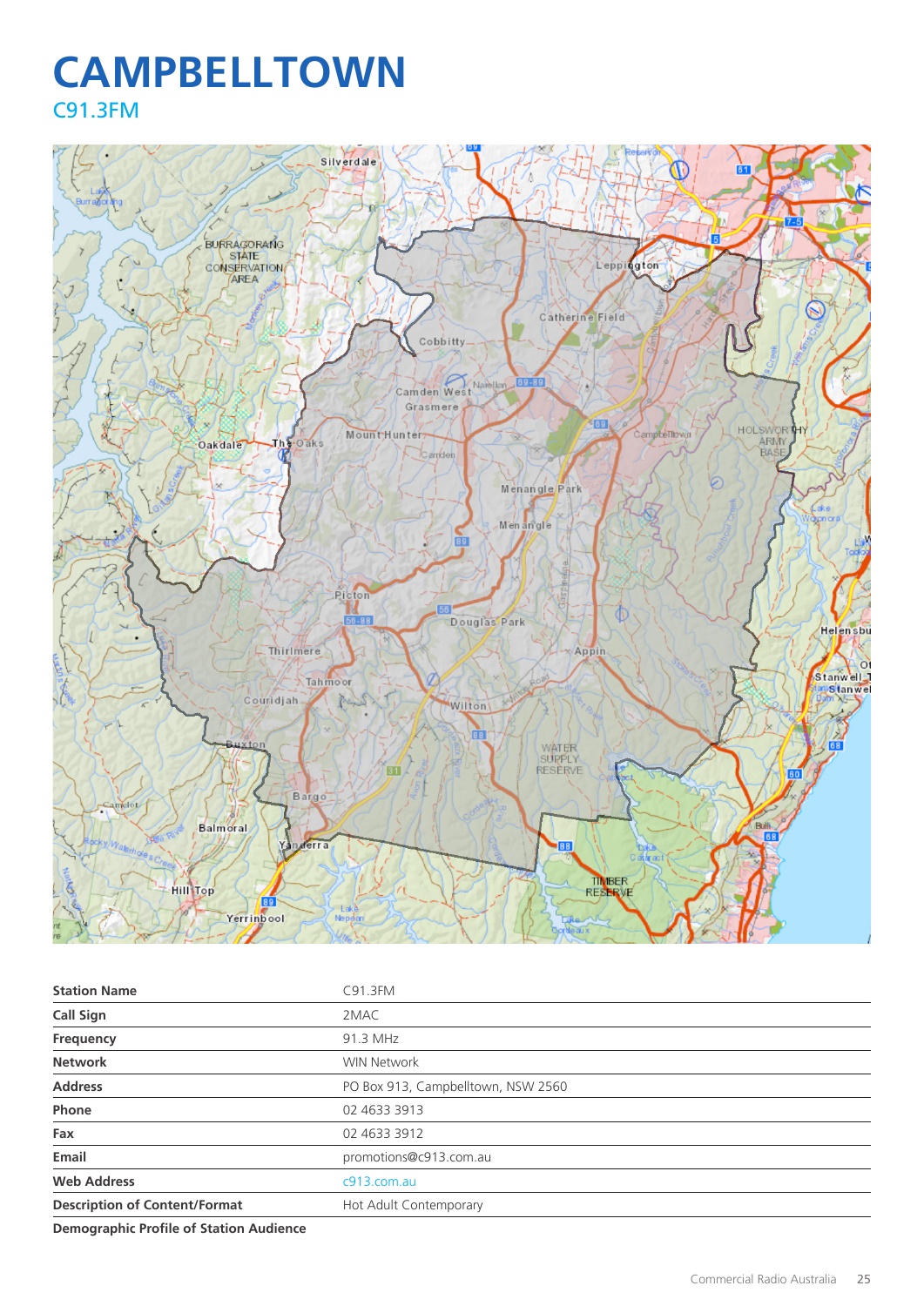# CAMPBELLTOWN

## C91.3FM

| Station Name | C91.3FM |
| --- | --- |
| Call Sign | 2MAC |
| Frequency | 91.3 MHz |
| Network | WIN Network |
| Address | PO Box 913, Campbelltown, NSW 2560 |
| Phone | 02 4633 3913 |
| Fax | 02 4633 3912 |
| Email | promotions@c913.com.au |
| Web Address | c913.com.au |
| Description of Content/Format | Hot Adult Contemporary |

**Demographic Profile of Station Audience**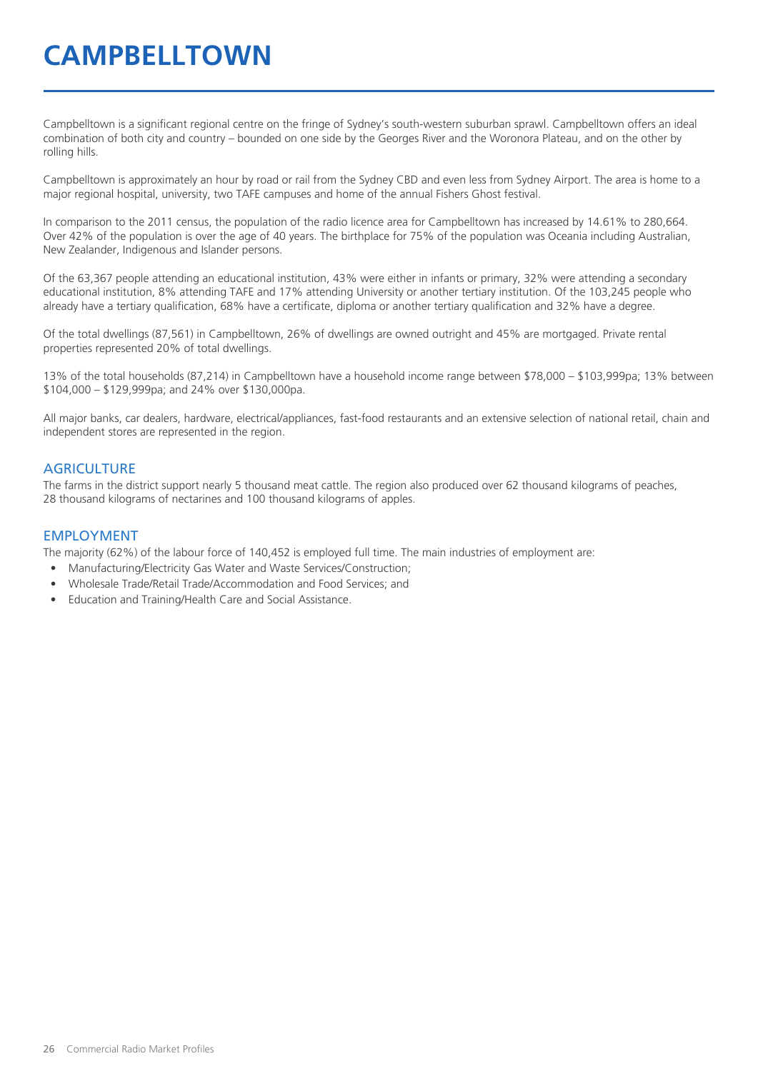# CAMPBELLTOWN

Campbelltown is a significant regional centre on the fringe of Sydney's south-western suburban sprawl. Campbelltown offers an ideal combination of both city and country – bounded on one side by the Georges River and the Woronora Plateau, and on the other by rolling hills.

Campbelltown is approximately an hour by road or rail from the Sydney CBD and even less from Sydney Airport. The area is home to a major regional hospital, university, two TAFE campuses and home of the annual Fishers Ghost festival.

In comparison to the 2011 census, the population of the radio licence area for Campbelltown has increased by 14.61% to 280,664. Over 42% of the population is over the age of 40 years. The birthplace for 75% of the population was Oceania including Australian, New Zealander, Indigenous and Islander persons.

Of the 63,367 people attending an educational institution, 43% were either in infants or primary, 32% were attending a secondary educational institution, 8% attending TAFE and 17% attending University or another tertiary institution. Of the 103,245 people who already have a tertiary qualification, 68% have a certificate, diploma or another tertiary qualification and 32% have a degree.

Of the total dwellings (87,561) in Campbelltown, 26% of dwellings are owned outright and 45% are mortgaged. Private rental properties represented 20% of total dwellings.

13% of the total households (87,214) in Campbelltown have a household income range between $78,000 – $103,999pa; 13% between $104,000 – $129,999pa; and 24% over $130,000pa.

All major banks, car dealers, hardware, electrical/appliances, fast-food restaurants and an extensive selection of national retail, chain and independent stores are represented in the region.

## AGRICULTURE

The farms in the district support nearly 5 thousand meat cattle. The region also produced over 62 thousand kilograms of peaches, 28 thousand kilograms of nectarines and 100 thousand kilograms of apples.

## EMPLOYMENT

The majority (62%) of the labour force of 140,452 is employed full time. The main industries of employment are:

- Manufacturing/Electricity Gas Water and Waste Services/Construction;
- Wholesale Trade/Retail Trade/Accommodation and Food Services; and
- Education and Training/Health Care and Social Assistance.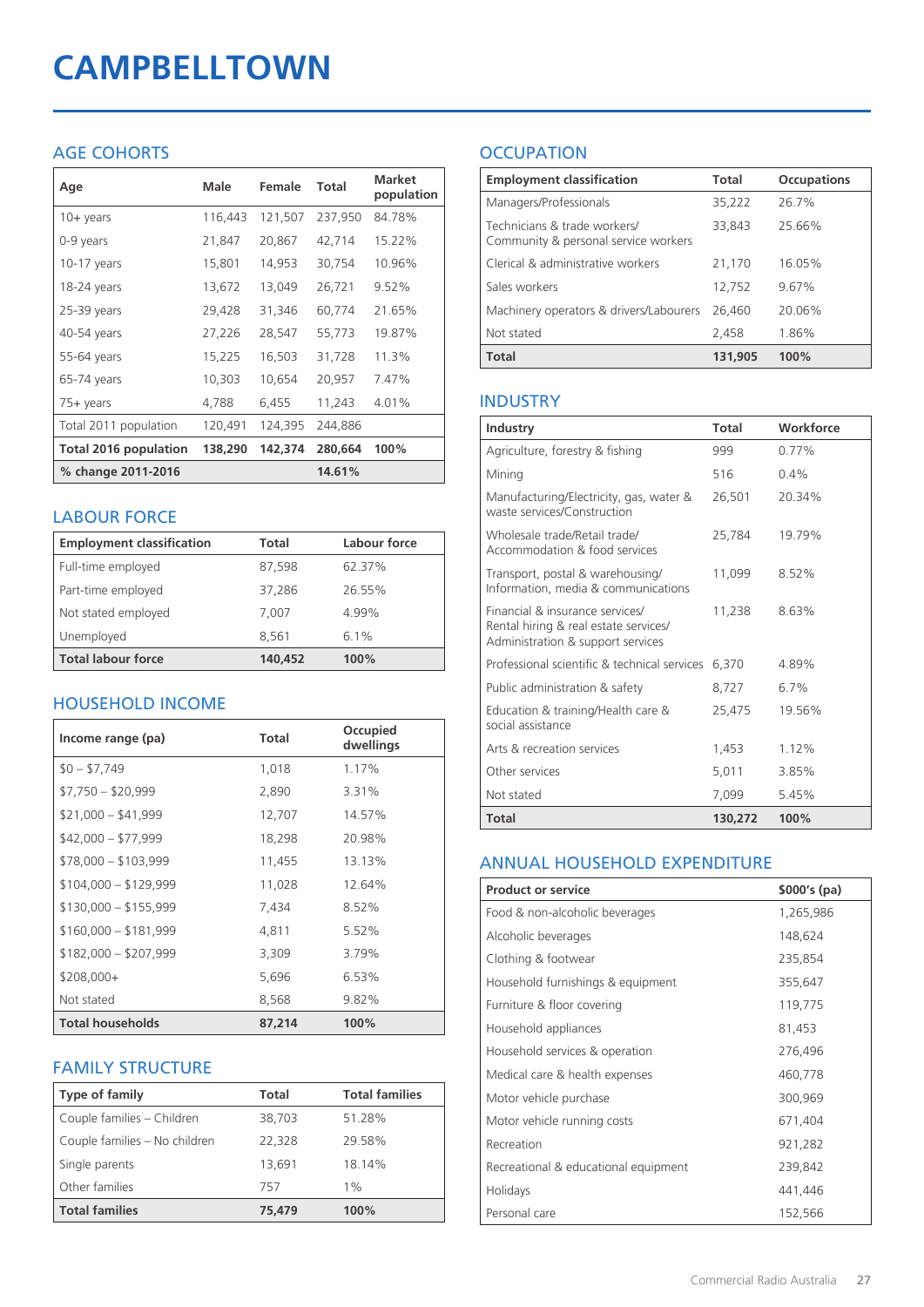# CAMPBELLTOWN

## AGE COHORTS

| Age | Male | Female | Total | Market population |
|---|---|---|---|---|
| 10+ years | 116,443 | 121,507 | 237,950 | 84.78% |
| 0-9 years | 21,847 | 20,867 | 42,714 | 15.22% |
| 10-17 years | 15,801 | 14,953 | 30,754 | 10.96% |
| 18-24 years | 13,672 | 13,049 | 26,721 | 9.52% |
| 25-39 years | 29,428 | 31,346 | 60,774 | 21.65% |
| 40-54 years | 27,226 | 28,547 | 55,773 | 19.87% |
| 55-64 years | 15,225 | 16,503 | 31,728 | 11.3% |
| 65-74 years | 10,303 | 10,654 | 20,957 | 7.47% |
| 75+ years | 4,788 | 6,455 | 11,243 | 4.01% |
| Total 2011 population | 120,491 | 124,395 | 244,886 | |
| **Total 2016 population** | **138,290** | **142,374** | **280,664** | **100%** |
| **% change 2011-2016** | | | **14.61%** | |

## LABOUR FORCE

| Employment classification | Total | Labour force |
|---|---|---|
| Full-time employed | 87,598 | 62.37% |
| Part-time employed | 37,286 | 26.55% |
| Not stated employed | 7,007 | 4.99% |
| Unemployed | 8,561 | 6.1% |
| **Total labour force** | **140,452** | **100%** |

## HOUSEHOLD INCOME

| Income range (pa) | Total | Occupied dwellings |
|---|---|---|
| $0 – $7,749 | 1,018 | 1.17% |
| $7,750 – $20,999 | 2,890 | 3.31% |
| $21,000 – $41,999 | 12,707 | 14.57% |
| $42,000 – $77,999 | 18,298 | 20.98% |
| $78,000 – $103,999 | 11,455 | 13.13% |
| $104,000 – $129,999 | 11,028 | 12.64% |
| $130,000 – $155,999 | 7,434 | 8.52% |
| $160,000 – $181,999 | 4,811 | 5.52% |
| $182,000 – $207,999 | 3,309 | 3.79% |
| $208,000+ | 5,696 | 6.53% |
| Not stated | 8,568 | 9.82% |
| **Total households** | **87,214** | **100%** |

## FAMILY STRUCTURE

| Type of family | Total | Total families |
|---|---|---|
| Couple families – Children | 38,703 | 51.28% |
| Couple families – No children | 22,328 | 29.58% |
| Single parents | 13,691 | 18.14% |
| Other families | 757 | 1% |
| **Total families** | **75,479** | **100%** |

## OCCUPATION

| Employment classification | Total | Occupations |
|---|---|---|
| Managers/Professionals | 35,222 | 26.7% |
| Technicians & trade workers/ Community & personal service workers | 33,843 | 25.66% |
| Clerical & administrative workers | 21,170 | 16.05% |
| Sales workers | 12,752 | 9.67% |
| Machinery operators & drivers/Labourers | 26,460 | 20.06% |
| Not stated | 2,458 | 1.86% |
| **Total** | **131,905** | **100%** |

## INDUSTRY

| Industry | Total | Workforce |
|---|---|---|
| Agriculture, forestry & fishing | 999 | 0.77% |
| Mining | 516 | 0.4% |
| Manufacturing/Electricity, gas, water & waste services/Construction | 26,501 | 20.34% |
| Wholesale trade/Retail trade/ Accommodation & food services | 25,784 | 19.79% |
| Transport, postal & warehousing/ Information, media & communications | 11,099 | 8.52% |
| Financial & insurance services/ Rental hiring & real estate services/ Administration & support services | 11,238 | 8.63% |
| Professional scientific & technical services | 6,370 | 4.89% |
| Public administration & safety | 8,727 | 6.7% |
| Education & training/Health care & social assistance | 25,475 | 19.56% |
| Arts & recreation services | 1,453 | 1.12% |
| Other services | 5,011 | 3.85% |
| Not stated | 7,099 | 5.45% |
| **Total** | **130,272** | **100%** |

## ANNUAL HOUSEHOLD EXPENDITURE

| Product or service | $000's (pa) |
|---|---|
| Food & non-alcoholic beverages | 1,265,986 |
| Alcoholic beverages | 148,624 |
| Clothing & footwear | 235,854 |
| Household furnishings & equipment | 355,647 |
| Furniture & floor covering | 119,775 |
| Household appliances | 81,453 |
| Household services & operation | 276,496 |
| Medical care & health expenses | 460,778 |
| Motor vehicle purchase | 300,969 |
| Motor vehicle running costs | 671,404 |
| Recreation | 921,282 |
| Recreational & educational equipment | 239,842 |
| Holidays | 441,446 |
| Personal care | 152,566 |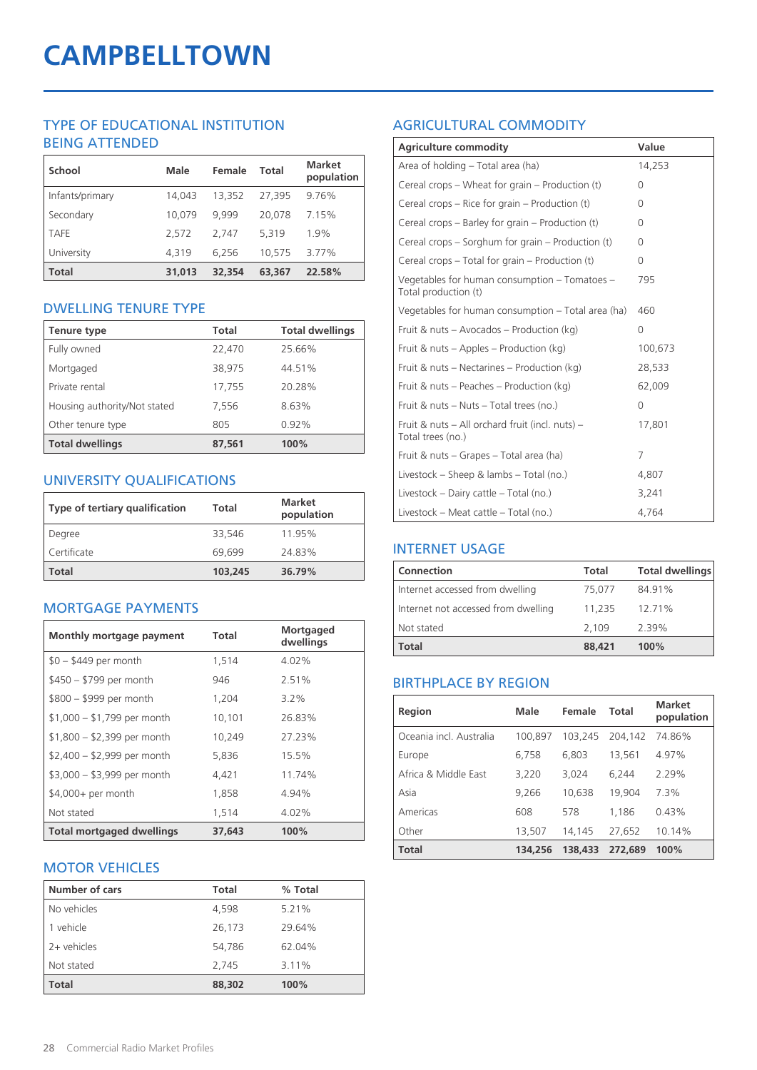# CAMPBELLTOWN

## TYPE OF EDUCATIONAL INSTITUTION BEING ATTENDED

| School | Male | Female | Total | Market population |
|---|---|---|---|---|
| Infants/primary | 14,043 | 13,352 | 27,395 | 9.76% |
| Secondary | 10,079 | 9,999 | 20,078 | 7.15% |
| TAFE | 2,572 | 2,747 | 5,319 | 1.9% |
| University | 4,319 | 6,256 | 10,575 | 3.77% |
| **Total** | **31,013** | **32,354** | **63,367** | **22.58%** |

## DWELLING TENURE TYPE

| Tenure type | Total | Total dwellings |
|---|---|---|
| Fully owned | 22,470 | 25.66% |
| Mortgaged | 38,975 | 44.51% |
| Private rental | 17,755 | 20.28% |
| Housing authority/Not stated | 7,556 | 8.63% |
| Other tenure type | 805 | 0.92% |
| **Total dwellings** | **87,561** | **100%** |

## UNIVERSITY QUALIFICATIONS

| Type of tertiary qualification | Total | Market population |
|---|---|---|
| Degree | 33,546 | 11.95% |
| Certificate | 69,699 | 24.83% |
| **Total** | **103,245** | **36.79%** |

## MORTGAGE PAYMENTS

| Monthly mortgage payment | Total | Mortgaged dwellings |
|---|---|---|
| $0 – $449 per month | 1,514 | 4.02% |
| $450 – $799 per month | 946 | 2.51% |
| $800 – $999 per month | 1,204 | 3.2% |
| $1,000 – $1,799 per month | 10,101 | 26.83% |
| $1,800 – $2,399 per month | 10,249 | 27.23% |
| $2,400 – $2,999 per month | 5,836 | 15.5% |
| $3,000 – $3,999 per month | 4,421 | 11.74% |
| $4,000+ per month | 1,858 | 4.94% |
| Not stated | 1,514 | 4.02% |
| **Total mortgaged dwellings** | **37,643** | **100%** |

## MOTOR VEHICLES

| Number of cars | Total | % Total |
|---|---|---|
| No vehicles | 4,598 | 5.21% |
| 1 vehicle | 26,173 | 29.64% |
| 2+ vehicles | 54,786 | 62.04% |
| Not stated | 2,745 | 3.11% |
| **Total** | **88,302** | **100%** |

## AGRICULTURAL COMMODITY

| Agriculture commodity | Value |
|---|---|
| Area of holding – Total area (ha) | 14,253 |
| Cereal crops – Wheat for grain – Production (t) | 0 |
| Cereal crops – Rice for grain – Production (t) | 0 |
| Cereal crops – Barley for grain – Production (t) | 0 |
| Cereal crops – Sorghum for grain – Production (t) | 0 |
| Cereal crops – Total for grain – Production (t) | 0 |
| Vegetables for human consumption – Tomatoes – Total production (t) | 795 |
| Vegetables for human consumption – Total area (ha) | 460 |
| Fruit & nuts – Avocados – Production (kg) | 0 |
| Fruit & nuts – Apples – Production (kg) | 100,673 |
| Fruit & nuts – Nectarines – Production (kg) | 28,533 |
| Fruit & nuts – Peaches – Production (kg) | 62,009 |
| Fruit & nuts – Nuts – Total trees (no.) | 0 |
| Fruit & nuts – All orchard fruit (incl. nuts) – Total trees (no.) | 17,801 |
| Fruit & nuts – Grapes – Total area (ha) | 7 |
| Livestock – Sheep & lambs – Total (no.) | 4,807 |
| Livestock – Dairy cattle – Total (no.) | 3,241 |
| Livestock – Meat cattle – Total (no.) | 4,764 |

## INTERNET USAGE

| Connection | Total | Total dwellings |
|---|---|---|
| Internet accessed from dwelling | 75,077 | 84.91% |
| Internet not accessed from dwelling | 11,235 | 12.71% |
| Not stated | 2,109 | 2.39% |
| **Total** | **88,421** | **100%** |

## BIRTHPLACE BY REGION

| Region | Male | Female | Total | Market population |
|---|---|---|---|---|
| Oceania incl. Australia | 100,897 | 103,245 | 204,142 | 74.86% |
| Europe | 6,758 | 6,803 | 13,561 | 4.97% |
| Africa & Middle East | 3,220 | 3,024 | 6,244 | 2.29% |
| Asia | 9,266 | 10,638 | 19,904 | 7.3% |
| Americas | 608 | 578 | 1,186 | 0.43% |
| Other | 13,507 | 14,145 | 27,652 | 10.14% |
| **Total** | **134,256** | **138,433** | **272,689** | **100%** |